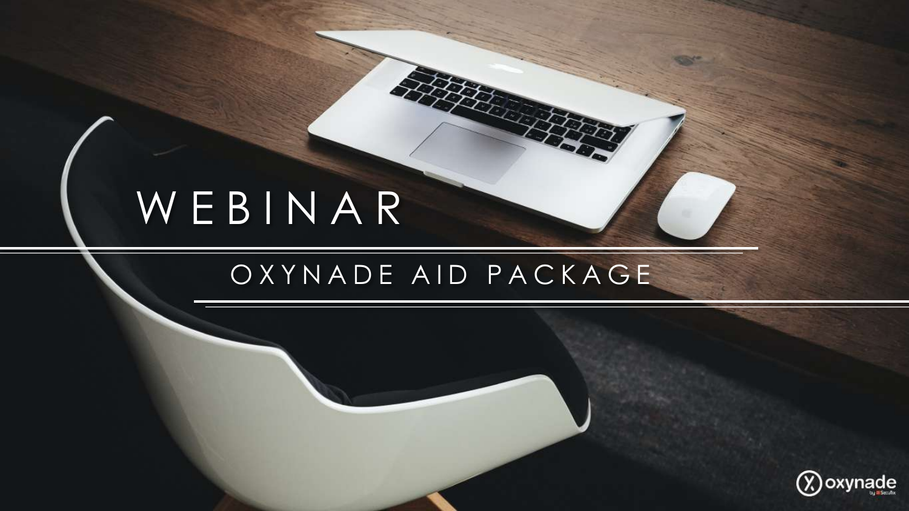# WEBINAR

## OXYNADE AID PACKAGE

oxynade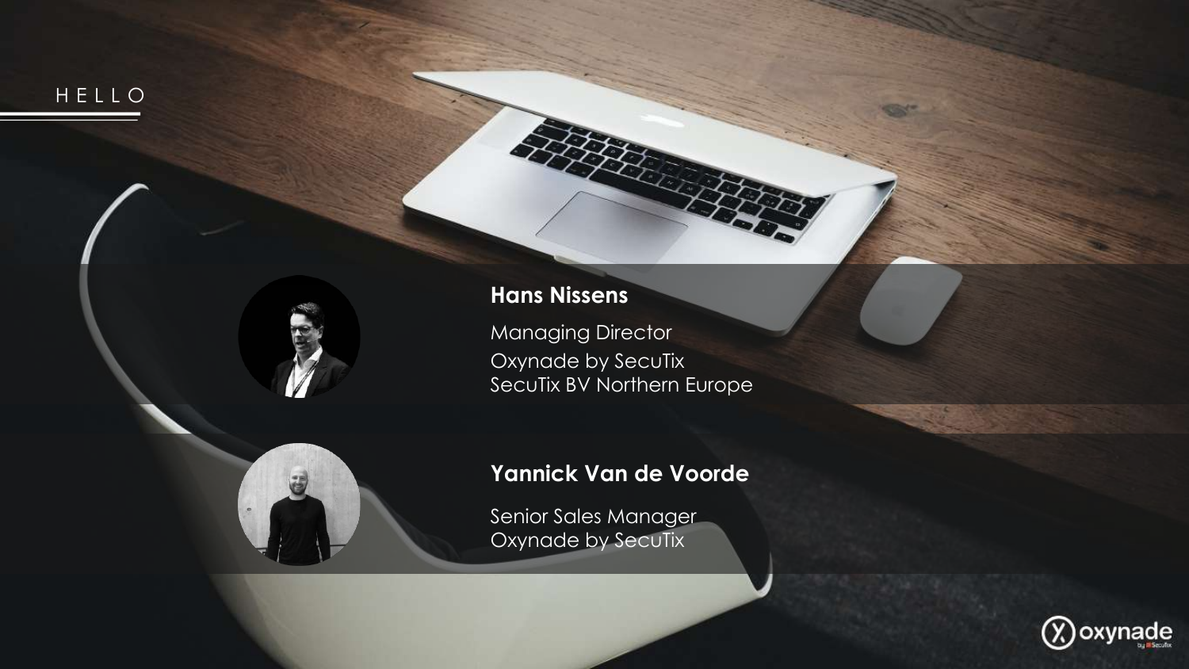# HELLO

**Hans Nissens**

Managing Director
Oxynade by SecuTix
SecuTix BV Northern Europe

**Yannick Van de Voorde**

Senior Sales Manager
Oxynade by SecuTix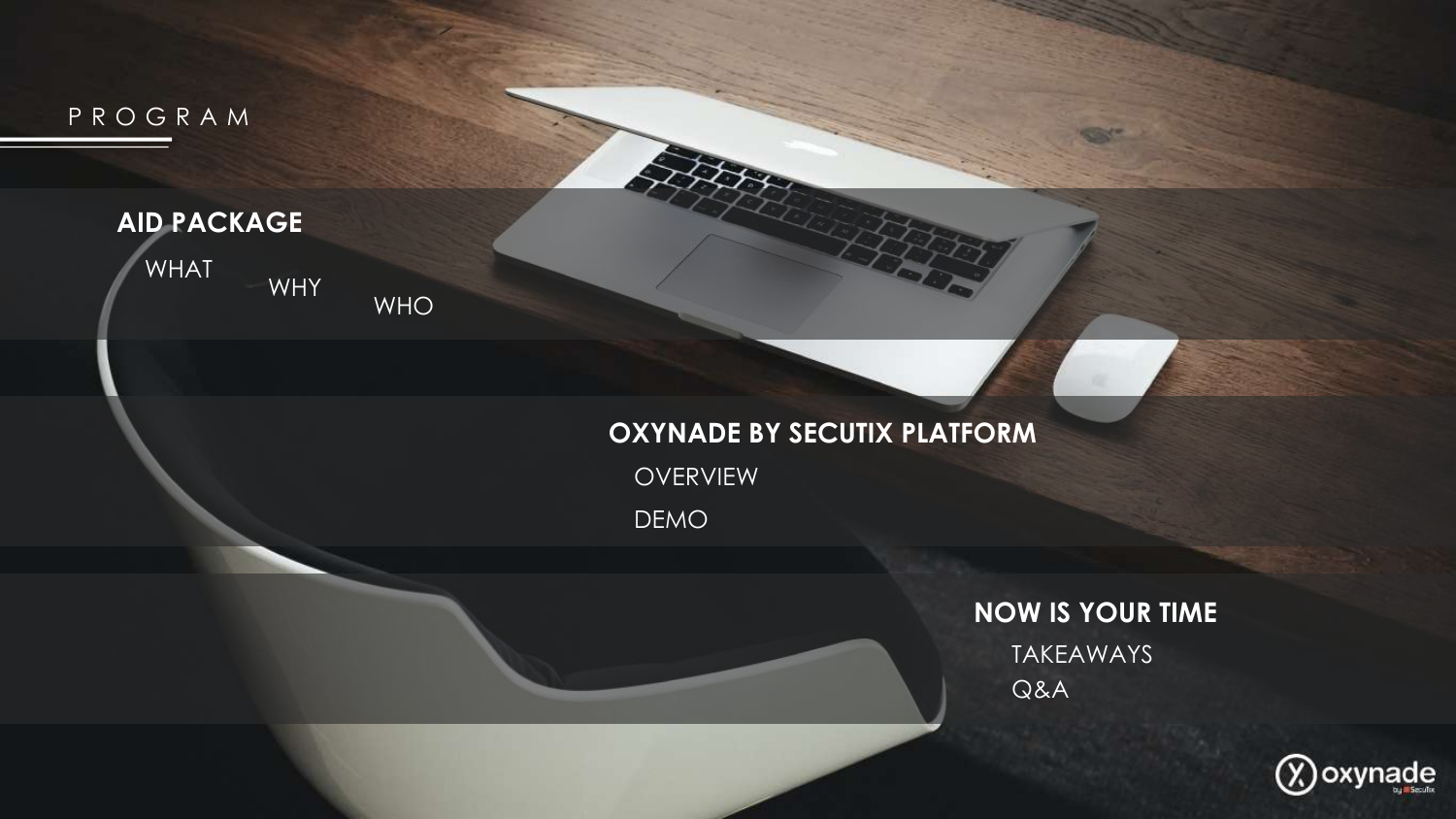# PROGRAM

## AID PACKAGE

- WHAT
- WHY
- WHO

## OXYNADE BY SECUTIX PLATFORM

- OVERVIEW
- DEMO

## NOW IS YOUR TIME

- TAKEAWAYS
- Q&A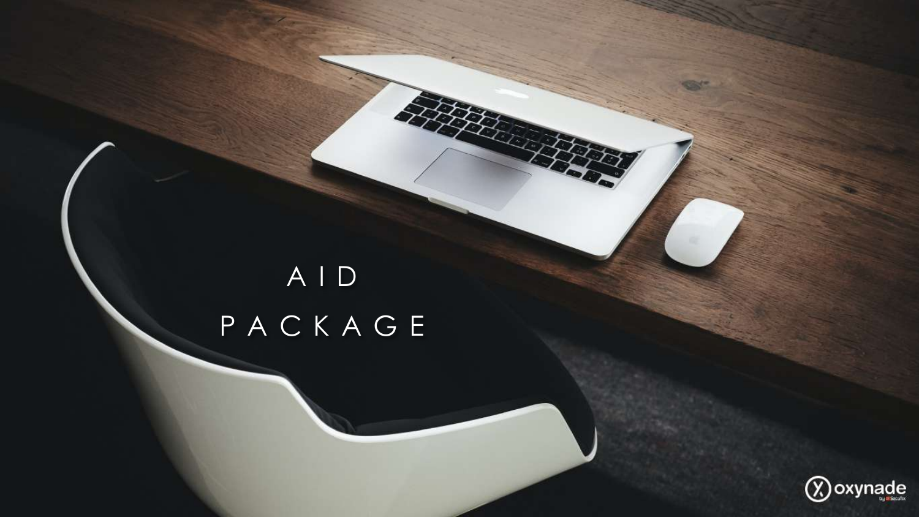# AID PACKAGE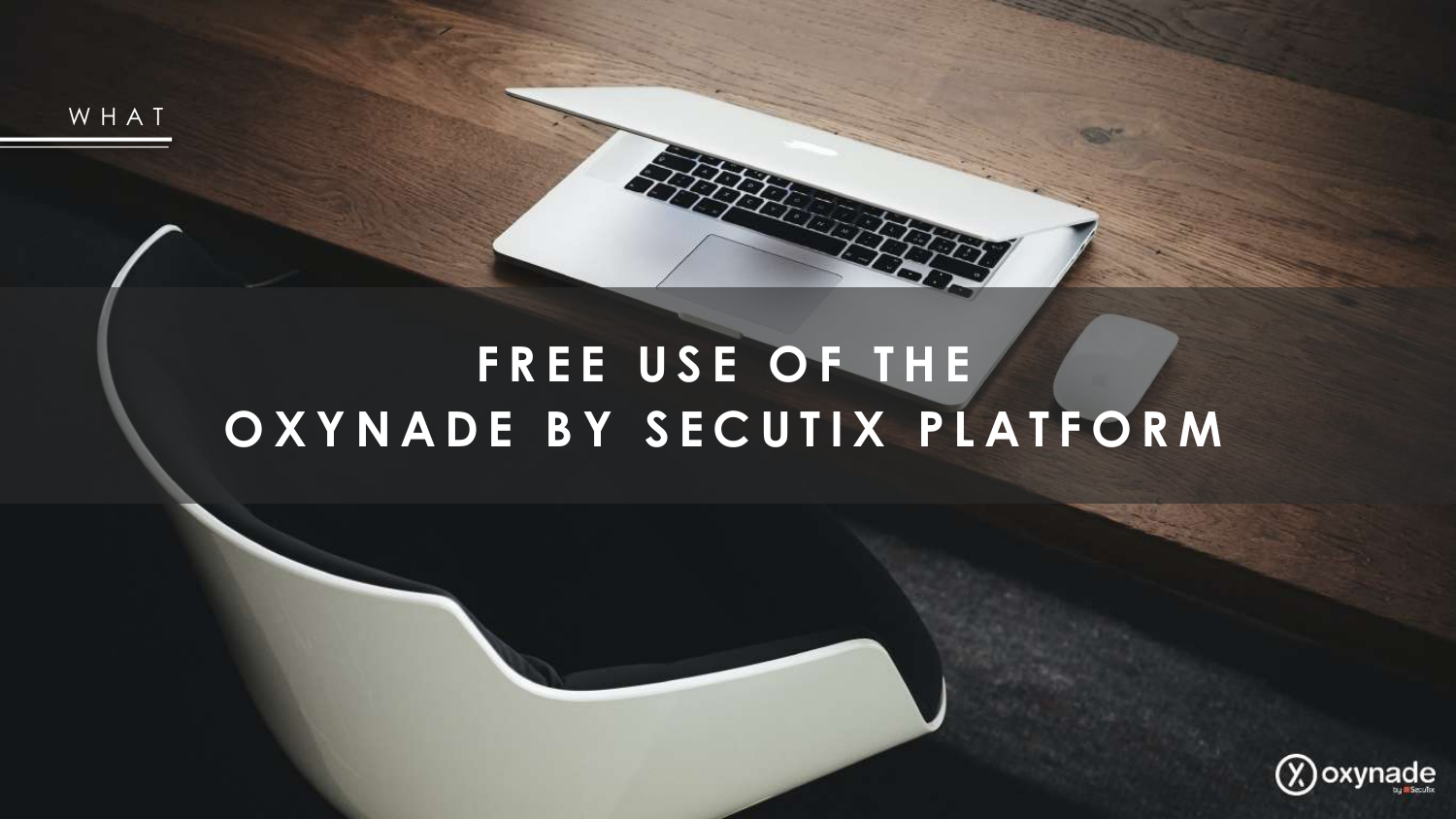WHAT

# FREE USE OF THE OXYNADE BY SECUTIX PLATFORM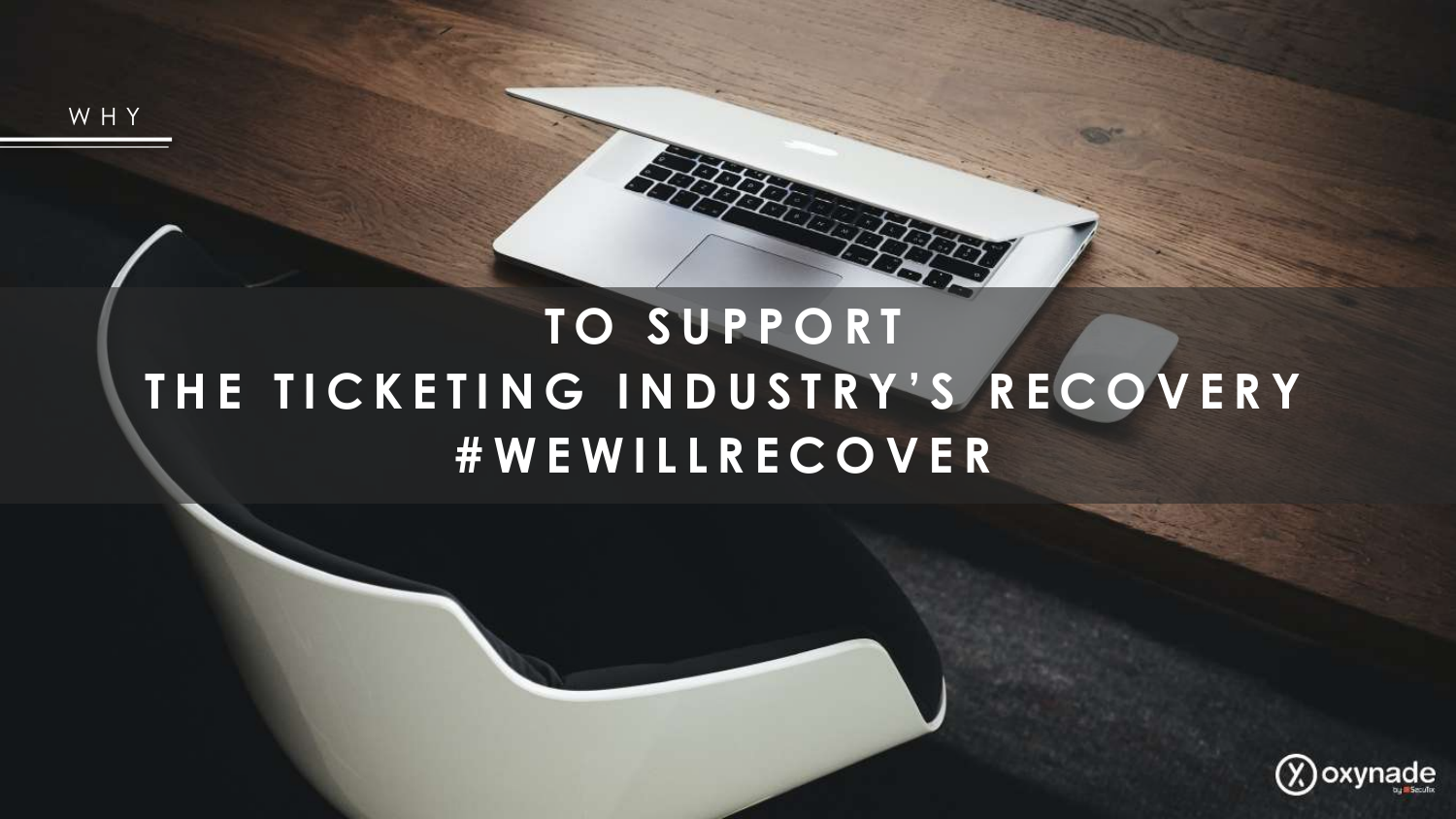WHY

# TO SUPPORT THE TICKETING INDUSTRY'S RECOVERY #WEWILLRECOVER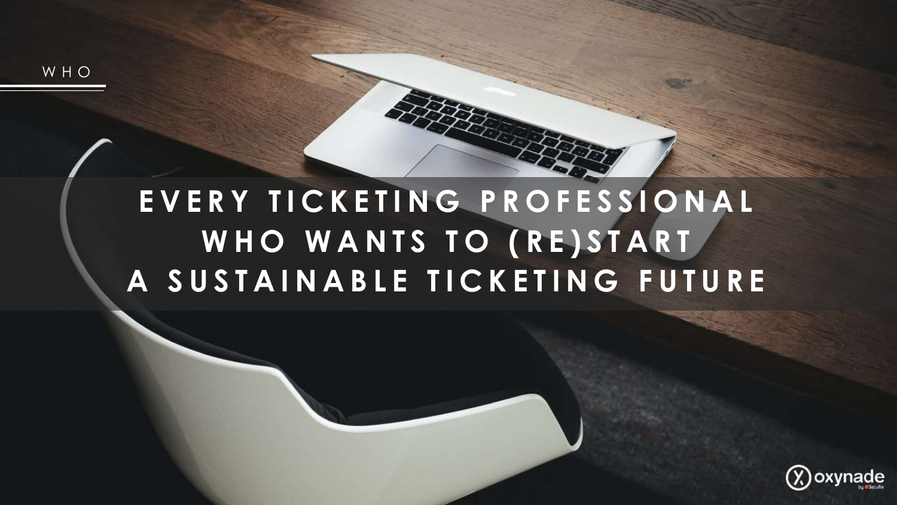WHO

# EVERY TICKETING PROFESSIONAL WHO WANTS TO (RE)START A SUSTAINABLE TICKETING FUTURE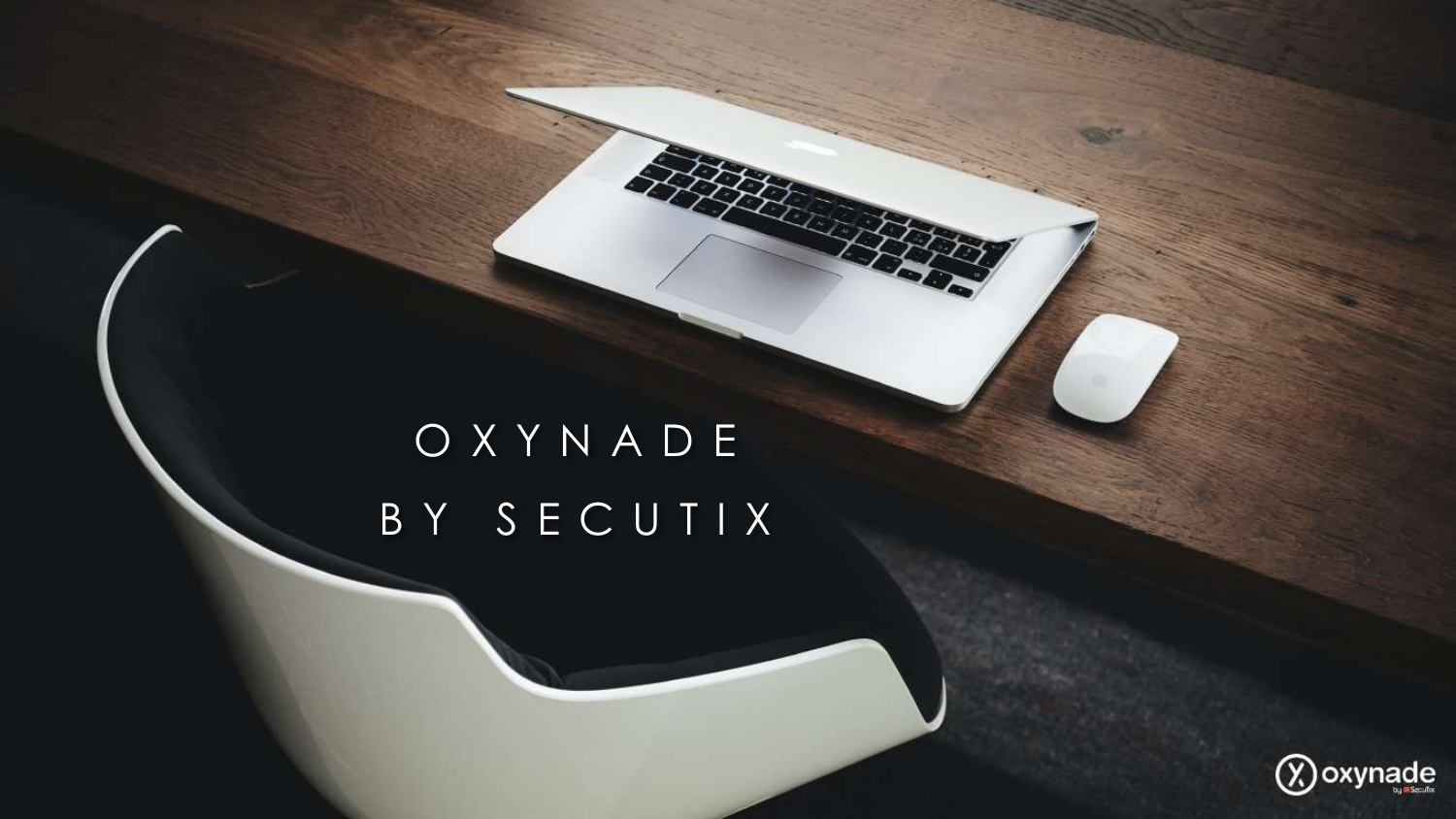# OXYNADE BY SECUTIX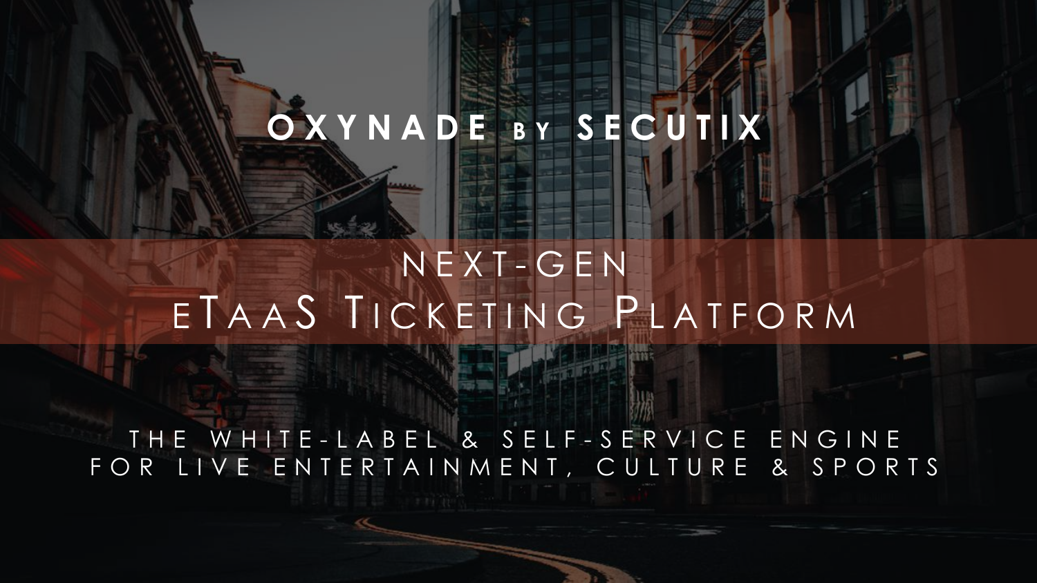# OXYNADE BY SECUTIX

## NEXT-GEN eTaaS Ticketing Platform

THE WHITE-LABEL & SELF-SERVICE ENGINE FOR LIVE ENTERTAINMENT, CULTURE & SPORTS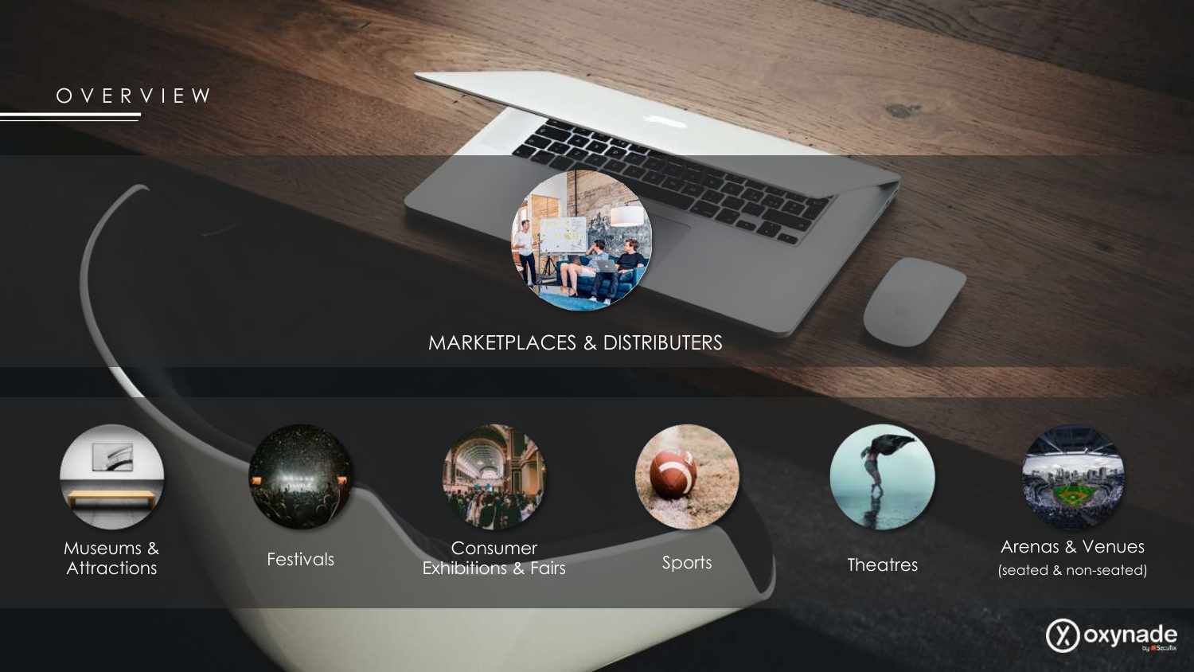# OVERVIEW

MARKETPLACES & DISTRIBUTERS

- Museums & Attractions
- Festivals
- Consumer Exhibitions & Fairs
- Sports
- Theatres
- Arenas & Venues (seated & non-seated)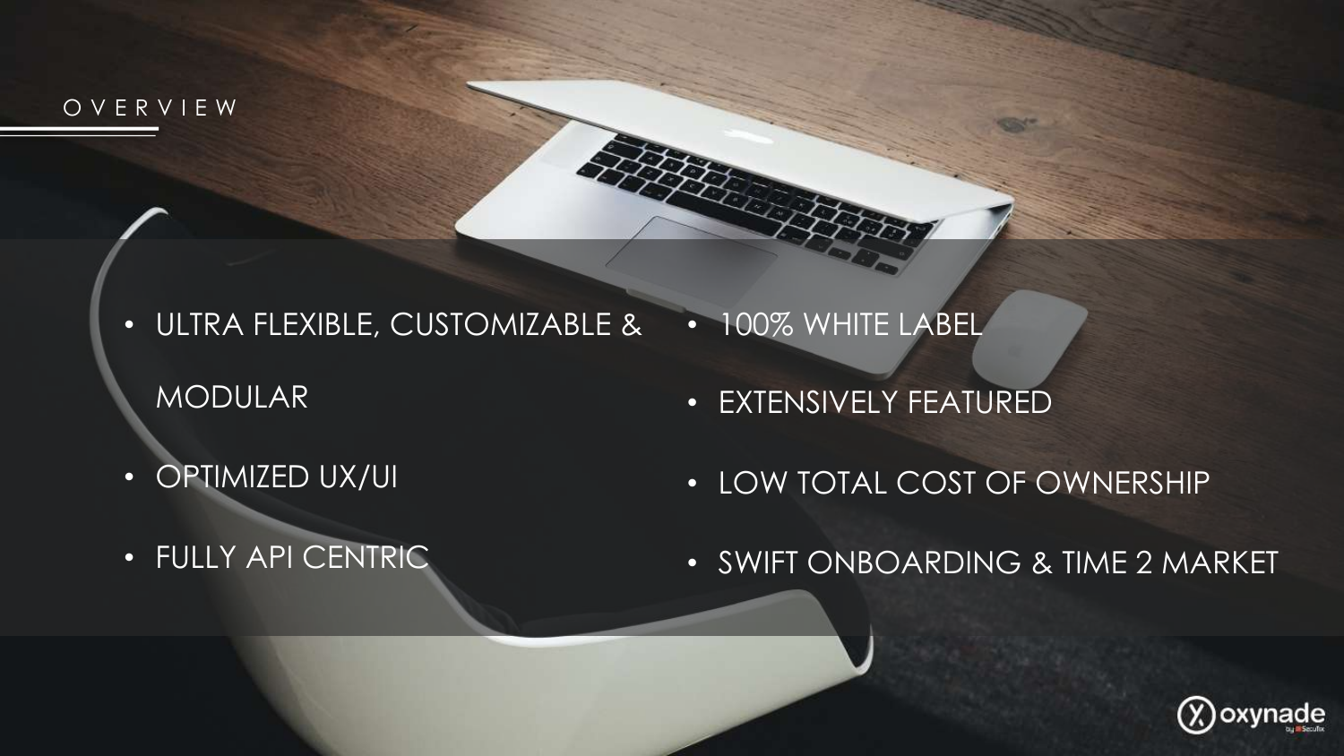# OVERVIEW

- ULTRA FLEXIBLE, CUSTOMIZABLE & MODULAR
- OPTIMIZED UX/UI
- FULLY API CENTRIC
- 100% WHITE LABEL
- EXTENSIVELY FEATURED
- LOW TOTAL COST OF OWNERSHIP
- SWIFT ONBOARDING & TIME 2 MARKET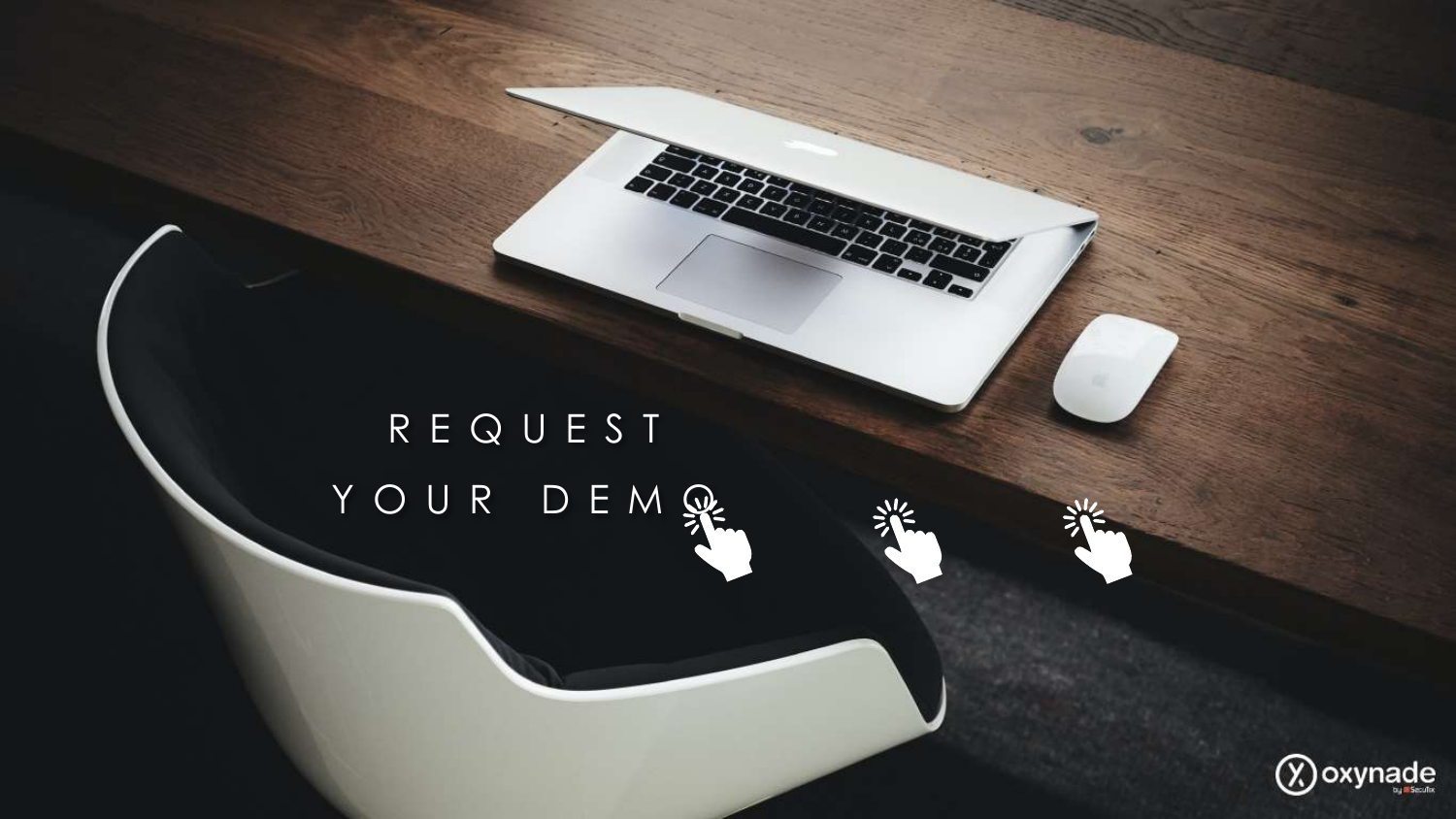REQUEST

YOUR DEMO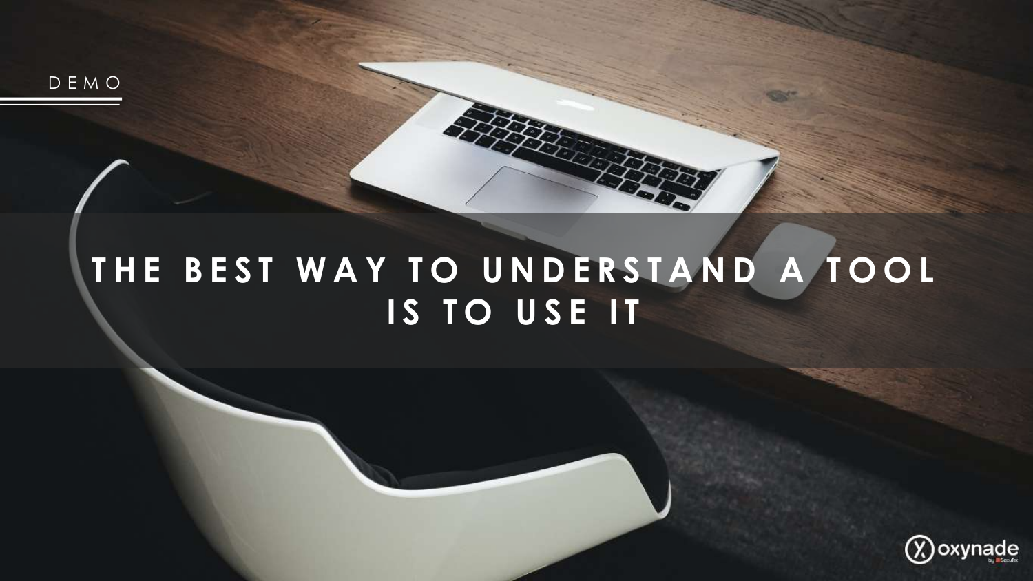DEMO

# THE BEST WAY TO UNDERSTAND A TOOL IS TO USE IT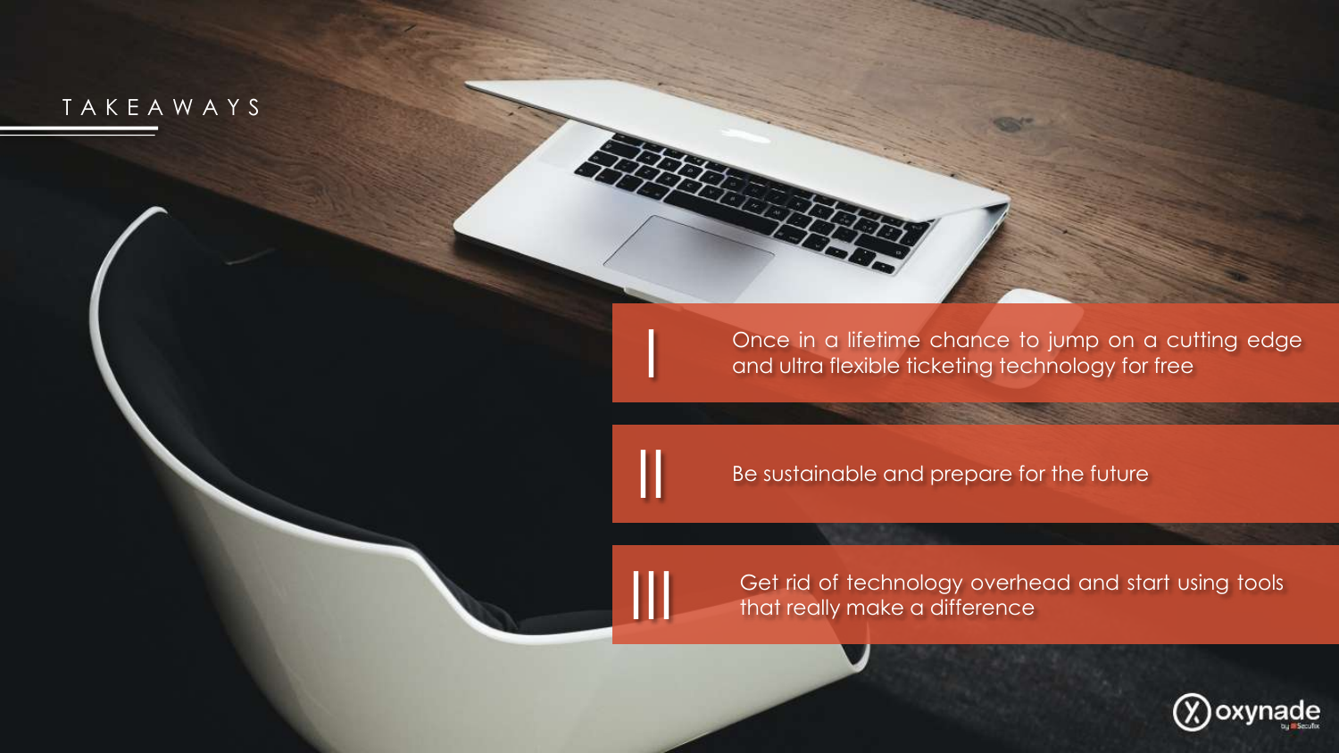# TAKEAWAYS

I. Once in a lifetime chance to jump on a cutting edge and ultra flexible ticketing technology for free

II. Be sustainable and prepare for the future

III. Get rid of technology overhead and start using tools that really make a difference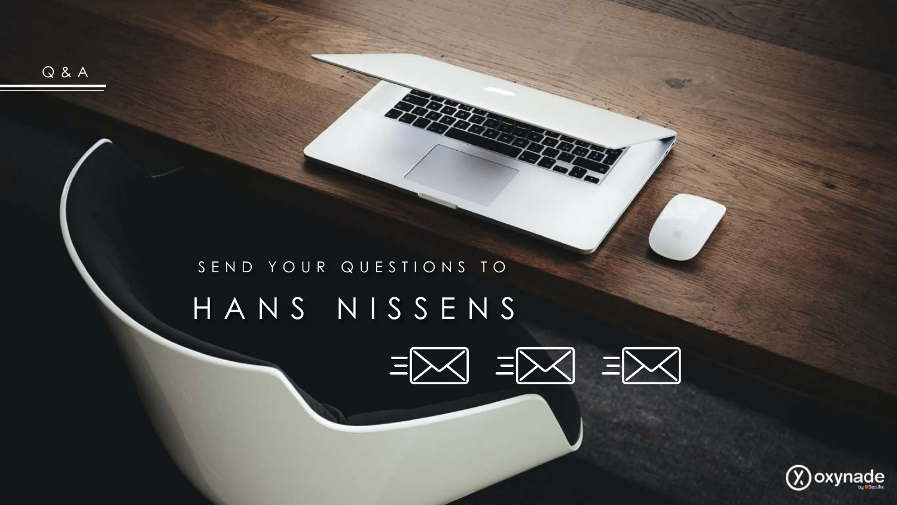Q & A

SEND YOUR QUESTIONS TO

# HANS NISSENS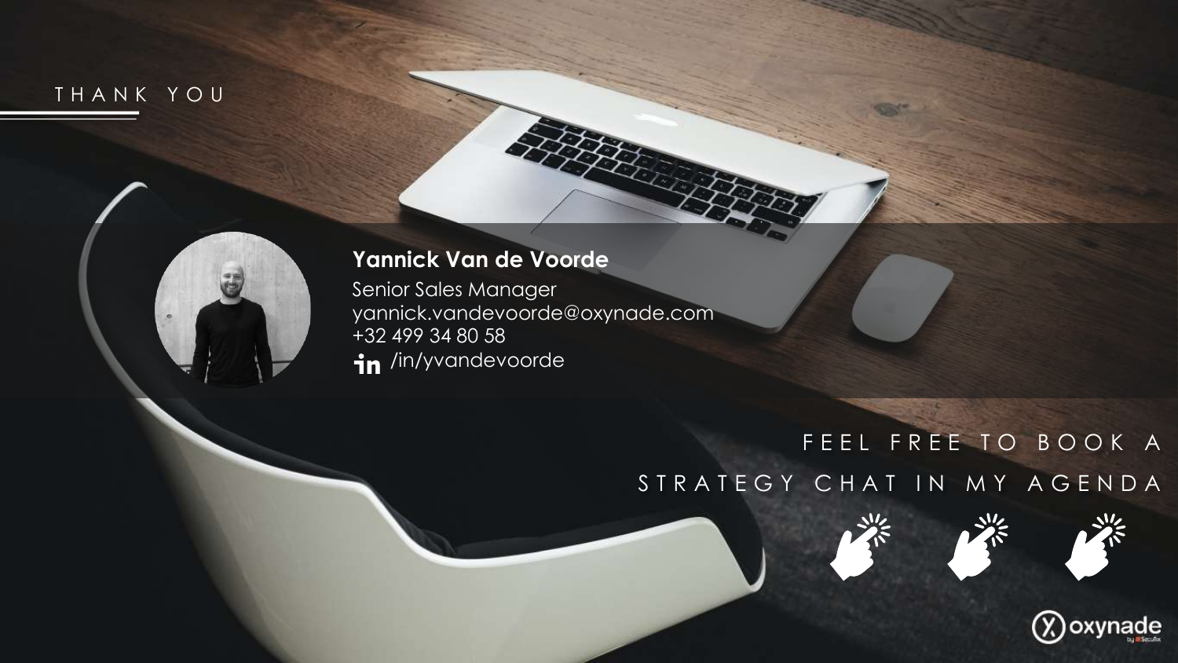THANK YOU

**Yannick Van de Voorde**

Senior Sales Manager

yannick.vandevoorde@oxynade.com

+32 499 34 80 58

/in/yvandevoorde

FEEL FREE TO BOOK A STRATEGY CHAT IN MY AGENDA

oxynade